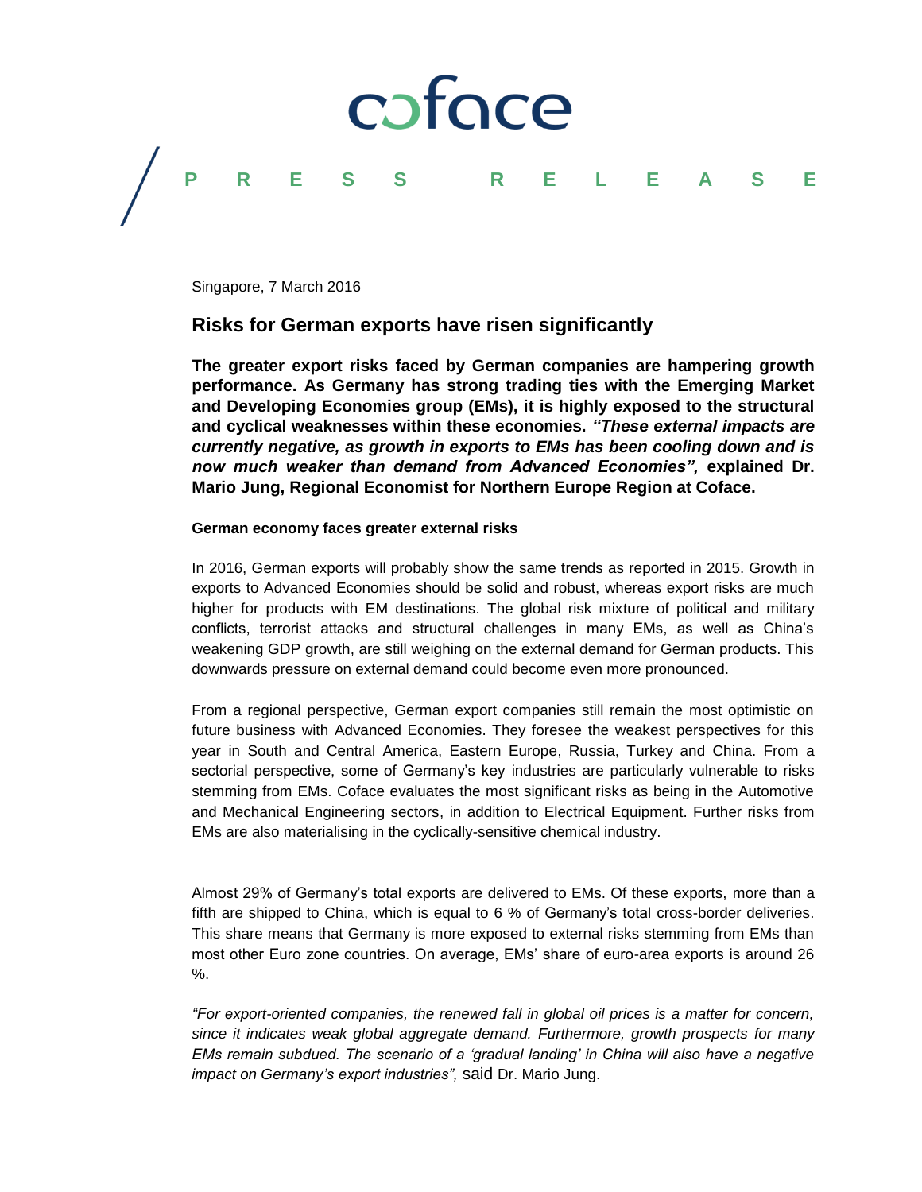coface

PRESS RELEASE

Singapore, 7 March 2016

# Risks for German exports have risen significantly

**The greater export risks faced by German companies are hampering growth performance. As Germany has strong trading ties with the Emerging Market and Developing Economies group (EMs), it is highly exposed to the structural and cyclical weaknesses within these economies. *"These external impacts are currently negative, as growth in exports to EMs has been cooling down and is now much weaker than demand from Advanced Economies",* explained Dr. Mario Jung, Regional Economist for Northern Europe Region at Coface.**

**German economy faces greater external risks**

In 2016, German exports will probably show the same trends as reported in 2015. Growth in exports to Advanced Economies should be solid and robust, whereas export risks are much higher for products with EM destinations. The global risk mixture of political and military conflicts, terrorist attacks and structural challenges in many EMs, as well as China's weakening GDP growth, are still weighing on the external demand for German products. This downwards pressure on external demand could become even more pronounced.

From a regional perspective, German export companies still remain the most optimistic on future business with Advanced Economies. They foresee the weakest perspectives for this year in South and Central America, Eastern Europe, Russia, Turkey and China. From a sectorial perspective, some of Germany's key industries are particularly vulnerable to risks stemming from EMs. Coface evaluates the most significant risks as being in the Automotive and Mechanical Engineering sectors, in addition to Electrical Equipment. Further risks from EMs are also materialising in the cyclically-sensitive chemical industry.

Almost 29% of Germany's total exports are delivered to EMs. Of these exports, more than a fifth are shipped to China, which is equal to 6 % of Germany's total cross-border deliveries. This share means that Germany is more exposed to external risks stemming from EMs than most other Euro zone countries. On average, EMs' share of euro-area exports is around 26 %.

*"For export-oriented companies, the renewed fall in global oil prices is a matter for concern, since it indicates weak global aggregate demand. Furthermore, growth prospects for many EMs remain subdued. The scenario of a 'gradual landing' in China will also have a negative impact on Germany's export industries",* said Dr. Mario Jung.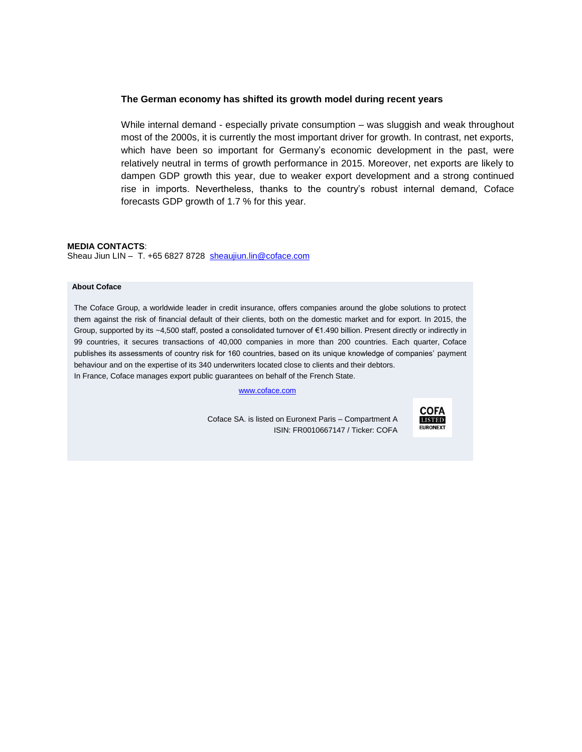**The German economy has shifted its growth model during recent years**

While internal demand - especially private consumption – was sluggish and weak throughout most of the 2000s, it is currently the most important driver for growth. In contrast, net exports, which have been so important for Germany's economic development in the past, were relatively neutral in terms of growth performance in 2015. Moreover, net exports are likely to dampen GDP growth this year, due to weaker export development and a strong continued rise in imports. Nevertheless, thanks to the country's robust internal demand, Coface forecasts GDP growth of 1.7 % for this year.

**MEDIA CONTACTS**:
Sheau Jiun LIN – T. +65 6827 8728 sheaujiun.lin@coface.com

**About Coface**

The Coface Group, a worldwide leader in credit insurance, offers companies around the globe solutions to protect them against the risk of financial default of their clients, both on the domestic market and for export. In 2015, the Group, supported by its ~4,500 staff, posted a consolidated turnover of €1.490 billion. Present directly or indirectly in 99 countries, it secures transactions of 40,000 companies in more than 200 countries. Each quarter, Coface publishes its assessments of country risk for 160 countries, based on its unique knowledge of companies' payment behaviour and on the expertise of its 340 underwriters located close to clients and their debtors.
In France, Coface manages export public guarantees on behalf of the French State.

www.coface.com

Coface SA. is listed on Euronext Paris – Compartment A
ISIN: FR0010667147 / Ticker: COFA

COFA LISTED EURONEXT